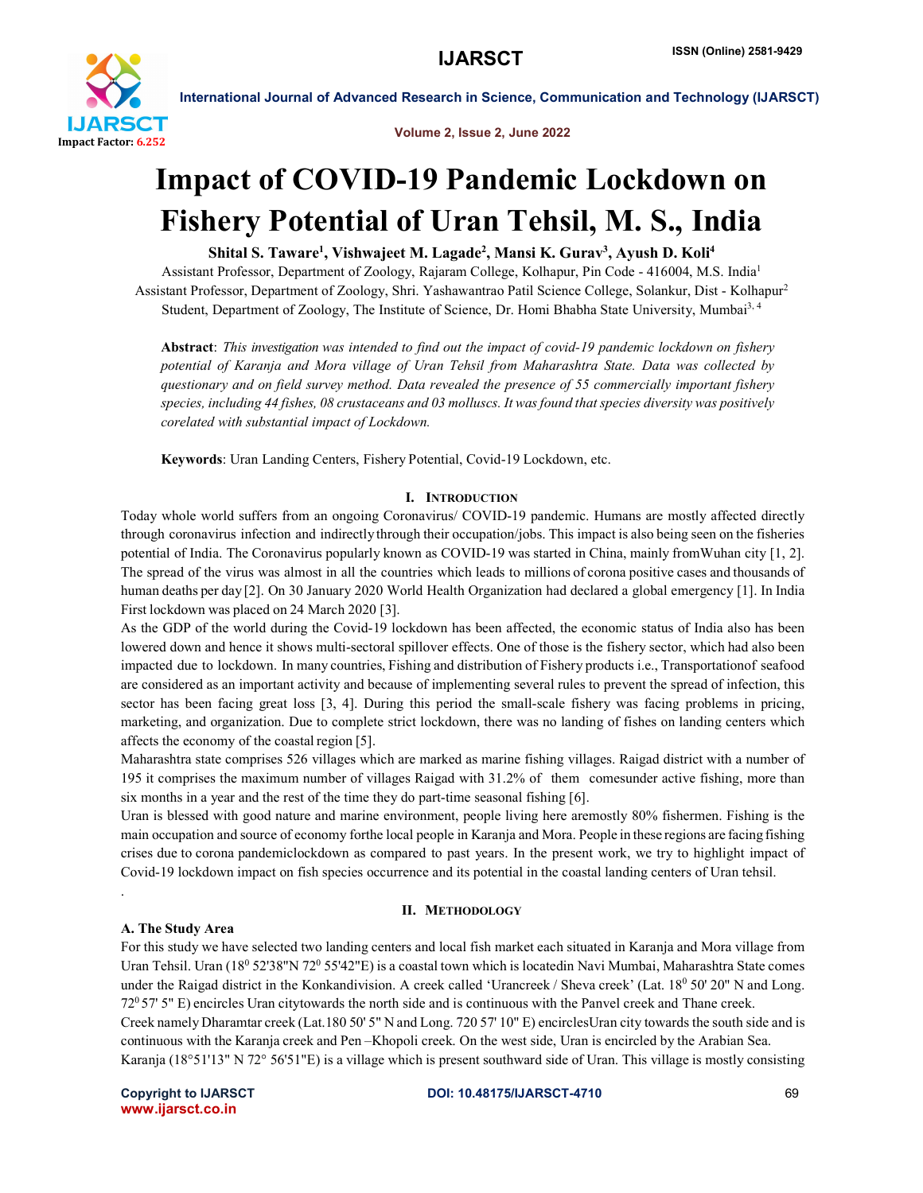# Impact of COVID-19 Pandemic Lockdown on Fishery Potential of Uran Tehsil, M. S., India

**Shital S. Taware[1], Vishwajeet M. Lagade[2], Mansi K. Gurav[3], Ayush D. Koli[4]**

Assistant Professor, Department of Zoology, Rajaram College, Kolhapur, Pin Code - 416004, M.S. India[1]
Assistant Professor, Department of Zoology, Shri. Yashawantrao Patil Science College, Solankur, Dist - Kolhapur[2]
Student, Department of Zoology, The Institute of Science, Dr. Homi Bhabha State University, Mumbai[3, 4]

**Abstract**: *This investigation was intended to find out the impact of covid-19 pandemic lockdown on fishery potential of Karanja and Mora village of Uran Tehsil from Maharashtra State. Data was collected by questionary and on field survey method. Data revealed the presence of 55 commercially important fishery species, including 44 fishes, 08 crustaceans and 03 molluscs. It was found that species diversity was positively corelated with substantial impact of Lockdown.*

**Keywords**: Uran Landing Centers, Fishery Potential, Covid-19 Lockdown, etc.

## I. Introduction

Today whole world suffers from an ongoing Coronavirus/ COVID-19 pandemic. Humans are mostly affected directly through coronavirus infection and indirectly through their occupation/jobs. This impact is also being seen on the fisheries potential of India. The Coronavirus popularly known as COVID-19 was started in China, mainly fromWuhan city [1, 2]. The spread of the virus was almost in all the countries which leads to millions of corona positive cases and thousands of human deaths per day [2]. On 30 January 2020 World Health Organization had declared a global emergency [1]. In India First lockdown was placed on 24 March 2020 [3].

As the GDP of the world during the Covid-19 lockdown has been affected, the economic status of India also has been lowered down and hence it shows multi-sectoral spillover effects. One of those is the fishery sector, which had also been impacted due to lockdown. In many countries, Fishing and distribution of Fishery products i.e., Transportationof seafood are considered as an important activity and because of implementing several rules to prevent the spread of infection, this sector has been facing great loss [3, 4]. During this period the small-scale fishery was facing problems in pricing, marketing, and organization. Due to complete strict lockdown, there was no landing of fishes on landing centers which affects the economy of the coastal region [5].

Maharashtra state comprises 526 villages which are marked as marine fishing villages. Raigad district with a number of 195 it comprises the maximum number of villages Raigad with 31.2% of them comesunder active fishing, more than six months in a year and the rest of the time they do part-time seasonal fishing [6].

Uran is blessed with good nature and marine environment, people living here aremostly 80% fishermen. Fishing is the main occupation and source of economy forthe local people in Karanja and Mora. People in these regions are facing fishing crises due to corona pandemiclockdown as compared to past years. In the present work, we try to highlight impact of Covid-19 lockdown impact on fish species occurrence and its potential in the coastal landing centers of Uran tehsil.

## II. Methodology

### A. The Study Area

For this study we have selected two landing centers and local fish market each situated in Karanja and Mora village from Uran Tehsil. Uran (18$^0$ 52'38"N 72$^0$ 55'42"E) is a coastal town which is locatedin Navi Mumbai, Maharashtra State comes under the Raigad district in the Konkandivision. A creek called 'Urancreek / Sheva creek' (Lat. 18$^0$ 50' 20" N and Long. 72$^0$ 57' 5" E) encircles Uran citytowards the north side and is continuous with the Panvel creek and Thane creek.

Creek namely Dharamtar creek (Lat.180 50' 5" N and Long. 720 57' 10" E) encirclesUran city towards the south side and is continuous with the Karanja creek and Pen –Khopoli creek. On the west side, Uran is encircled by the Arabian Sea.

Karanja (18°51'13" N 72° 56'51"E) is a village which is present southward side of Uran. This village is mostly consisting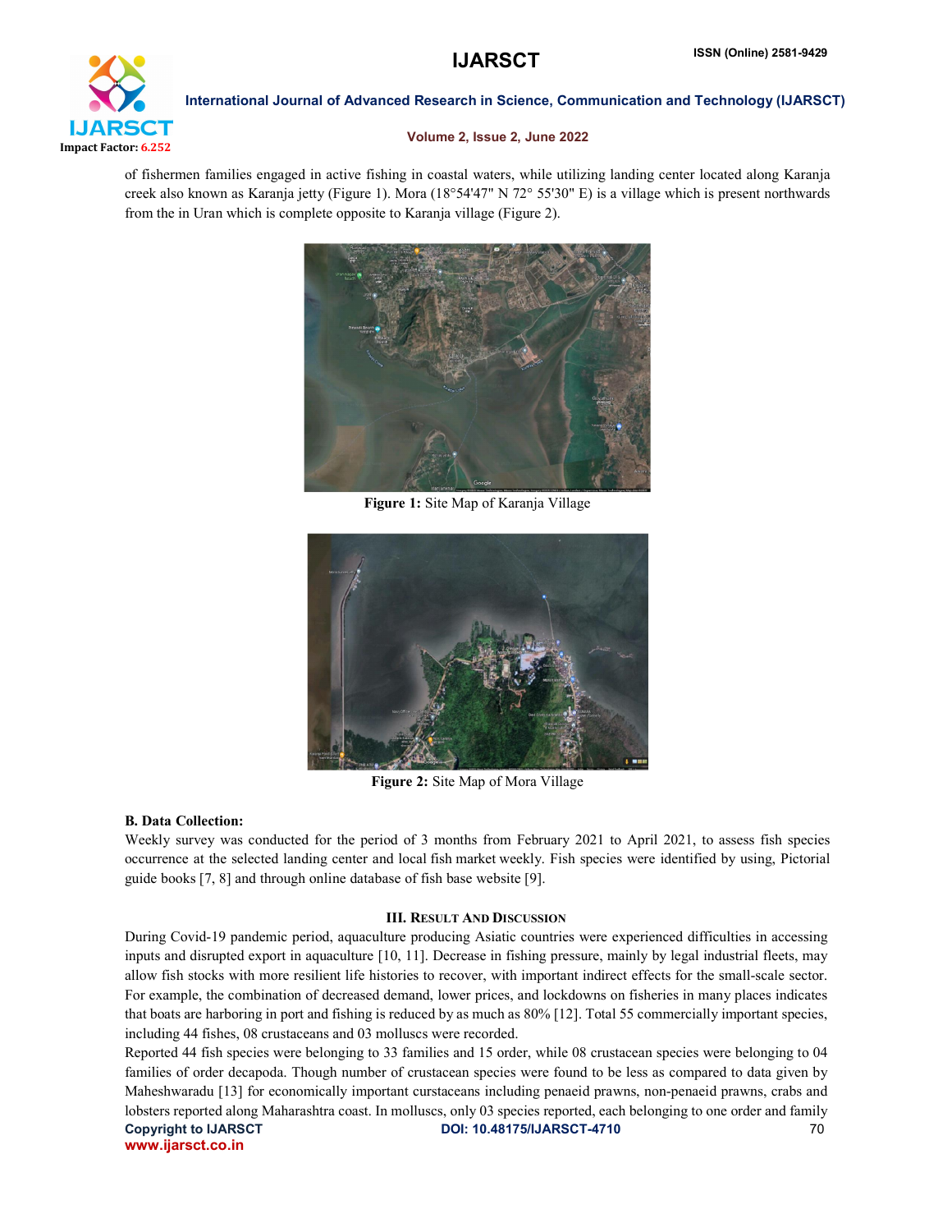of fishermen families engaged in active fishing in coastal waters, while utilizing landing center located along Karanja creek also known as Karanja jetty (Figure 1). Mora (18°54'47" N 72° 55'30" E) is a village which is present northwards from the in Uran which is complete opposite to Karanja village (Figure 2).

**Figure 1:** Site Map of Karanja Village

**Figure 2:** Site Map of Mora Village

### B. Data Collection:

Weekly survey was conducted for the period of 3 months from February 2021 to April 2021, to assess fish species occurrence at the selected landing center and local fish market weekly. Fish species were identified by using, Pictorial guide books [7, 8] and through online database of fish base website [9].

## III. Result And Discussion

During Covid-19 pandemic period, aquaculture producing Asiatic countries were experienced difficulties in accessing inputs and disrupted export in aquaculture [10, 11]. Decrease in fishing pressure, mainly by legal industrial fleets, may allow fish stocks with more resilient life histories to recover, with important indirect effects for the small-scale sector. For example, the combination of decreased demand, lower prices, and lockdowns on fisheries in many places indicates that boats are harboring in port and fishing is reduced by as much as 80% [12]. Total 55 commercially important species, including 44 fishes, 08 crustaceans and 03 molluscs were recorded.

Reported 44 fish species were belonging to 33 families and 15 order, while 08 crustacean species were belonging to 04 families of order decapoda. Though number of crustacean species were found to be less as compared to data given by Maheshwaradu [13] for economically important curstaceans including penaeid prawns, non-penaeid prawns, crabs and lobsters reported along Maharashtra coast. In molluscs, only 03 species reported, each belonging to one order and family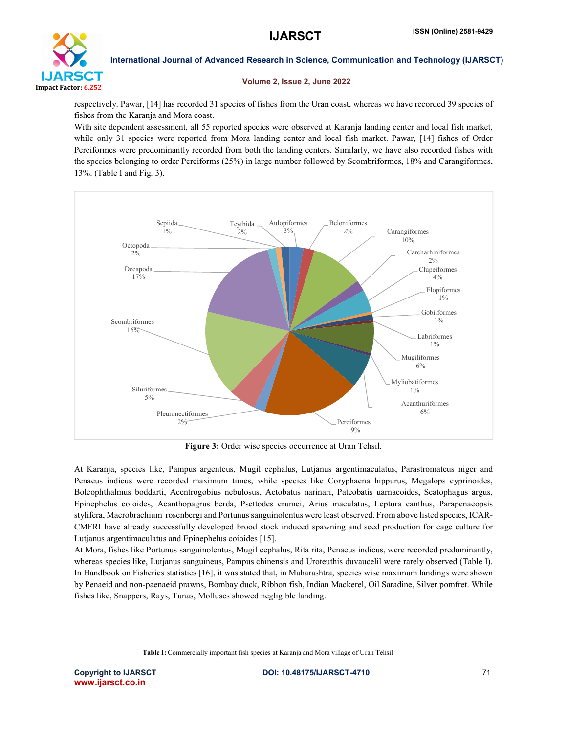respectively. Pawar, [14] has recorded 31 species of fishes from the Uran coast, whereas we have recorded 39 species of fishes from the Karanja and Mora coast.

With site dependent assessment, all 55 reported species were observed at Karanja landing center and local fish market, while only 31 species were reported from Mora landing center and local fish market. Pawar, [14] fishes of Order Perciformes were predominantly recorded from both the landing centers. Similarly, we have also recorded fishes with the species belonging to order Perciforms (25%) in large number followed by Scombriformes, 18% and Carangiformes, 13%. (Table I and Fig. 3).

**Figure 3:** Order wise species occurrence at Uran Tehsil.

At Karanja, species like, Pampus argenteus, Mugil cephalus, Lutjanus argentimaculatus, Parastromateus niger and Penaeus indicus were recorded maximum times, while species like Coryphaena hippurus, Megalops cyprinoides, Boleophthalmus boddarti, Acentrogobius nebulosus, Aetobatus narinari, Pateobatis uarnacoides, Scatophagus argus, Epinephelus coioides, Acanthopagrus berda, Psettodes erumei, Arius maculatus, Leptura canthus, Parapenaeopsis stylifera, Macrobrachium rosenbergi and Portunus sanguinolentus were least observed. From above listed species, ICAR-CMFRI have already successfully developed brood stock induced spawning and seed production for cage culture for Lutjanus argentimaculatus and Epinephelus coioides [15].

At Mora, fishes like Portunus sanguinolentus, Mugil cephalus, Rita rita, Penaeus indicus, were recorded predominantly, whereas species like, Lutjanus sanguineus, Pampus chinensis and Uroteuthis duvaucelil were rarely observed (Table I). In Handbook on Fisheries statistics [16], it was stated that, in Maharashtra, species wise maximum landings were shown by Penaeid and non-paenaeid prawns, Bombay duck, Ribbon fish, Indian Mackerel, Oil Saradine, Silver pomfret. While fishes like, Snappers, Rays, Tunas, Molluscs showed negligible landing.

**Table I:** Commercially important fish species at Karanja and Mora village of Uran Tehsil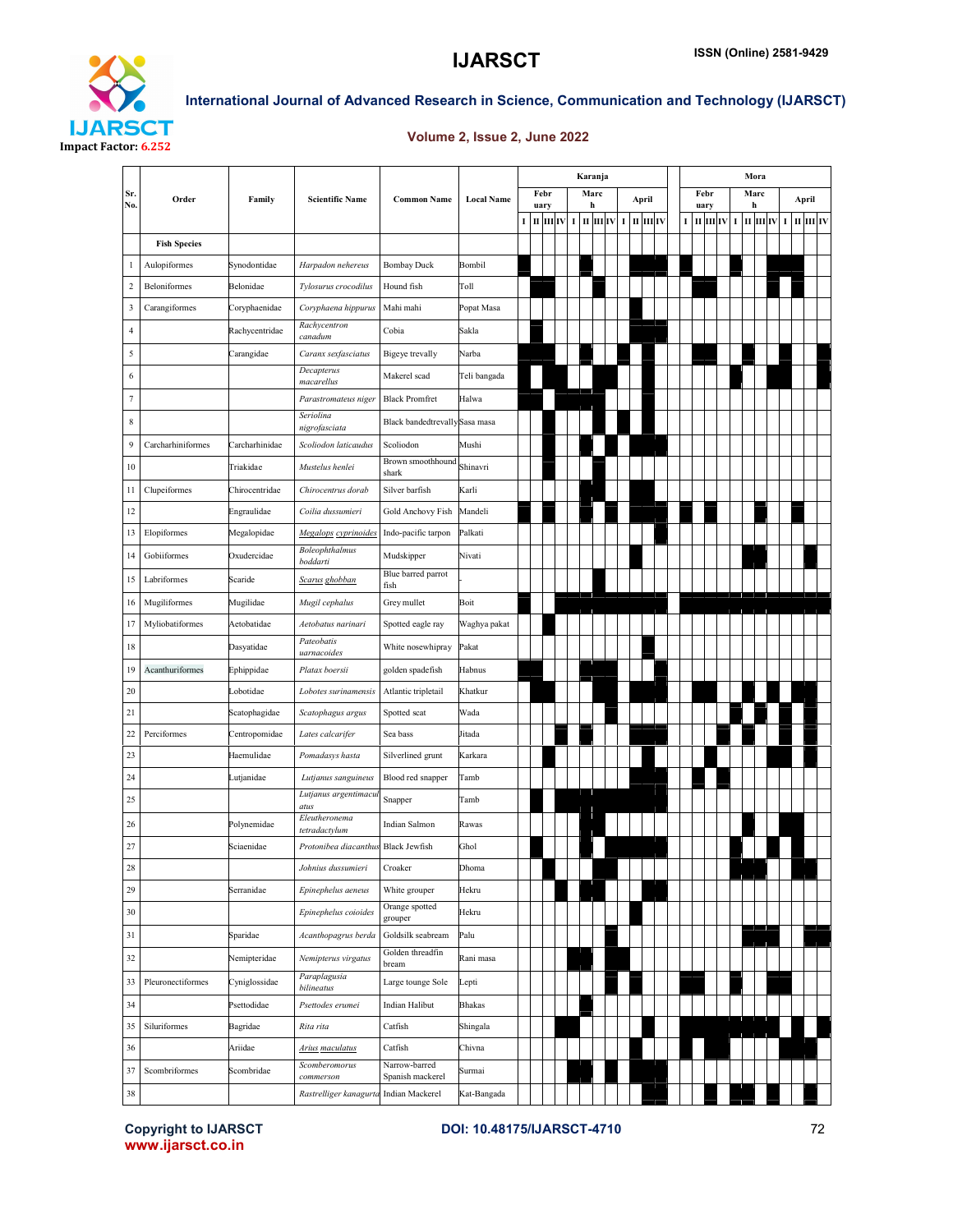| Sr. No. | Order | Family | Scientific Name | Common Name | Local Name | Karanja | | | | | | | | | | | | Mora | | | | | | | | | | | |
|---|---|---|---|---|---|---|---|---|---|---|---|---|---|---|---|---|---|---|---|---|---|---|---|---|---|---|---|---|---|
| | | | | | | February | | | | March | | | | April | | | | February | | | | March | | | | April | | | |
| | | | | | | I | II | III | IV | I | II | III | IV | I | II | III | IV | I | II | III | IV | I | II | III | IV | I | II | III | IV |
| | **Fish Species** | | | | | | | | | | | | | | | | | | | | | | | | | | | | |
| 1 | Aulopiformes | Synodontidae | *Harpadon nehereus* | Bombay Duck | Bombil | ■ | | | | | ■ | | | | ■ | ■ | ■ | ■ | | | | ■ | | | ■ | ■ | ■ | | |
| 2 | Beloniformes | Belonidae | *Tylosurus crocodilus* | Hound fish | Toll | | ■ | ■ | | | | ■ | | | | | | | ■ | ■ | | | | | ■ | | ■ | | |
| 3 | Carangiformes | Coryphaenidae | *Coryphaena hippurus* | Mahi mahi | Popat Masa | | | | | | | | | | ■ | | | | | | | | | | | | | | |
| 4 | | Rachycentridae | *Rachycentron canadum* | Cobia | Sakla | | ■ | | | | | | | | ■ | ■ | ■ | | | | | | | | | | | | |
| 5 | | Carangidae | *Caranx sexfasciatus* | Bigeye trevally | Narba | ■ | ■ | ■ | | | ■ | | | ■ | | ■ | | | ■ | ■ | | | ■ | | | ■ | | | ■ |
| 6 | | | *Decapterus macarellus* | Makerel scad | Teli bangada | | ■ | ■ | ■ | | | ■ | ■ | | | ■ | | | | | | ■ | | | ■ | ■ | | | ■ |
| 7 | | | *Parastromateus niger* | Black Promfret | Halwa | ■ | ■ | | ■ | ■ | ■ | ■ | | | | ■ | | | | | | | | | | | | | |
| 8 | | | *Seriolina nigrofasciata* | Black bandedtrevally | Sasa masa | | | | | | | ■ | | ■ | | ■ | | | | | | | | | | | | | |
| 9 | Carcharhiniformes | Carcharhinidae | *Scoliodon laticaudus* | Scoliodon | Mushi | | | ■ | | | ■ | | ■ | | ■ | ■ | ■ | | | | | | | | | | | | |
| 10 | | Triakidae | *Mustelus henlei* | Brown smoothhound shark | Shinavri | | | ■ | | | | ■ | | | | | | | | | | | | | | | | | |
| 11 | Clupeiformes | Chirocentridae | *Chirocentrus dorab* | Silver barfish | Karli | | | | | | ■ | ■ | | | ■ | ■ | | | | | | | | | | | | | |
| 12 | | Engraulidae | *Coilia dussumieri* | Gold Anchovy Fish | Mandeli | ■ | | ■ | | | ■ | | ■ | | ■ | ■ | ■ | ■ | | ■ | | | | ■ | | | ■ | | |
| 13 | Elopiformes | Megalopidae | *Megalops cyprinoides* | Indo-pacific tarpon | Palkati | | | | | | | | | | | | ■ | | | | | | | | | | | | |
| 14 | Gobiiformes | Oxudercidae | *Boleophthalmus boddarti* | Mudskipper | Nivati | | | | | | | | | | ■ | | | | | | | | ■ | ■ | | | | ■ | |
| 15 | Labriformes | Scaride | *Scarus ghobban* | Blue barred parrot fish | - | | | | | | | ■ | | | | | | | | | | | | | | | | | |
| 16 | Mugiliformes | Mugilidae | *Mugil cephalus* | Grey mullet | Boit | ■ | | | ■ | ■ | ■ | ■ | ■ | ■ | ■ | ■ | ■ | ■ | ■ | ■ | ■ | ■ | ■ | ■ | ■ | ■ | ■ | ■ | ■ |
| 17 | Myliobatiformes | Aetobatidae | *Aetobatus narinari* | Spotted eagle ray | Waghya pakat | | | ■ | | | | | | | | | | | | | | | | | | | | | |
| 18 | | Dasyatidae | *Pateobatis uarnacoides* | White nosewhipray | Pakat | | | | | | | | | | | ■ | | | | | | | | | | | | | |
| 19 | Acanthuriformes | Ephippidae | *Platax boersii* | golden spadefish | Habnus | ■ | ■ | | | | ■ | ■ | | | | | | | | | | | | | | | | | |
| 20 | | Lobotidae | *Lobotes surinamensis* | Atlantic tripletail | Khatkur | | ■ | ■ | | | | ■ | ■ | | ■ | ■ | ■ | | ■ | ■ | | | | ■ | | | ■ | ■ | |
| 21 | | Scatophagidae | *Scatophagus argus* | Spotted scat | Wada | | | | | | | | ■ | | | | | | | | | ■ | | ■ | | ■ | | ■ | |
| 22 | Perciformes | Centropomidae | *Lates calcarifer* | Sea bass | Jitada | | | | ■ | | | | | | ■ | ■ | ■ | | | | ■ | | | | | ■ | | ■ | |
| 23 | | Haemulidae | *Pomadasys hasta* | Silverlined grunt | Karkara | | | ■ | | | ■ | | | | | ■ | | | | ■ | | | | | ■ | ■ | | ■ | |
| 24 | | Lutjanidae | *Lutjanus sanguineus* | Blood red snapper | Tamb | | | | | | | | | | ■ | ■ | ■ | | ■ | | ■ | | | | | | | | |
| 25 | | | *Lutjanus argentimaculatus* | Snapper | Tamb | | ■ | | ■ | ■ | ■ | ■ | ■ | ■ | ■ | ■ | ■ | | | | | | | | | | | | |
| 26 | | Polynemidae | *Eleutheronema tetradactylum* | Indian Salmon | Rawas | | | | | | ■ | | | | | | | | | | | | ■ | | | ■ | ■ | | |
| 27 | | Sciaenidae | *Protonibea diacanthus* | Black Jewfish | Ghol | | ■ | | | | ■ | | ■ | ■ | ■ | ■ | ■ | | | | | | ■ | | | | ■ | | |
| 28 | | | *Johnius dussumieri* | Croaker | Dhoma | | | ■ | | | | ■ | ■ | | | ■ | | | | | | ■ | ■ | ■ | ■ | | | ■ | |
| 29 | | Serranidae | *Epinephelus aeneus* | White grouper | Hekru | | | | ■ | | ■ | ■ | | | | ■ | ■ | | | | | | | | | | | | |
| 30 | | | *Epinephelus coioides* | Orange spotted grouper | Hekru | | | | | | | | | | ■ | | | | | | | | | | | | | | |
| 31 | | Sparidae | *Acanthopagrus berda* | Goldsilk seabream | Palu | | | | | | | | ■ | | | | | | | | | | ■ | ■ | ■ | | | ■ | ■ |
| 32 | | Nemipteridae | *Nemipterus virgatus* | Golden threadfin bream | Rani masa | | | | | ■ | ■ | | ■ | ■ | | | | | | | | | | | | | | | |
| 33 | Pleuronectiformes | Cyniglossidae | *Paraplagusia bilineatus* | Large tounge Sole | Lepti | | | | | | | | ■ | | | ■ | | ■ | ■ | | | ■ | | | ■ | ■ | | | |
| 34 | | Psettodidae | *Psettodes erumei* | Indian Halibut | Bhakas | | | | | | ■ | | | | | | | | | | | | | | | | | | |
| 35 | Siluriformes | Bagridae | *Rita rita* | Catfish | Shingala | | | | ■ | ■ | | | | | | ■ | | ■ | ■ | ■ | ■ | ■ | ■ | ■ | ■ | | ■ | | ■ |
| 36 | | Ariidae | *Arius maculatus* | Catfish | Chivna | | | | | | | | | | ■ | | | ■ | | ■ | ■ | | | | | ■ | ■ | ■ | |
| 37 | Scombriformes | Scombridae | *Scomberomorus commerson* | Narrow-barred Spanish mackerel | Surmai | | | | | ■ | ■ | | ■ | | ■ | ■ | ■ | | | | | | | | | | | | |
| 38 | | | *Rastrelliger kanagurta* | Indian Mackerel | Kat-Bangada | | | | | | | | | | | ■ | ■ | | | ■ | | ■ | ■ | | ■ | | | ■ | |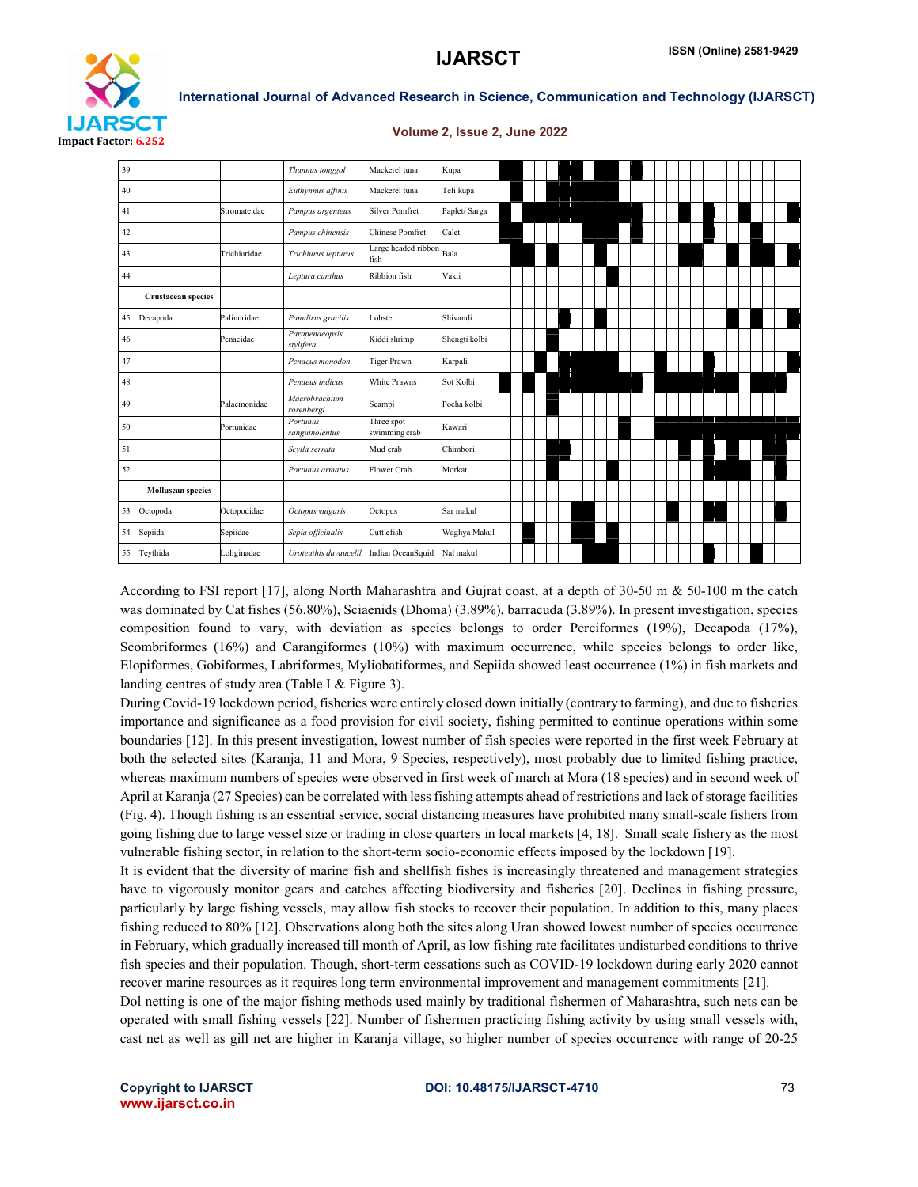| 39 | | | *Thunnus tonggol* | Mackerel tuna | Kupa |
|---|---|---|---|---|---|
| 40 | | | *Euthynnus affinis* | Mackerel tuna | Teli kupa |
| 41 | | Stromateidae | *Pampus argenteus* | Silver Pomfret | Paplet/ Sarga |
| 42 | | | *Pampus chinensis* | Chinese Pomfret | Calet |
| 43 | | Trichiuridae | *Trichiurus lepturus* | Large headed ribbon fish | Bala |
| 44 | | | *Leptura canthus* | Ribbion fish | Vakti |
| | **Crustacean species** | | | | |
| 45 | Decapoda | Palinuridae | *Panulirus gracilis* | Lobster | Shivandi |
| 46 | | Penaeidae | *Parapenaeopsis stylifera* | Kiddi shrimp | Shengti kolbi |
| 47 | | | *Penaeus monodon* | Tiger Prawn | Karpali |
| 48 | | | *Penaeus indicus* | White Prawns | Sot Kolbi |
| 49 | | Palaemonidae | *Macrobrachium rosenbergi* | Scampi | Pocha kolbi |
| 50 | | Portunidae | *Portunus sanguinolentus* | Three spot swimming crab | Kawari |
| 51 | | | *Scylla serrata* | Mud crab | Chimbori |
| 52 | | | *Portunus armatus* | Flower Crab | Morkat |
| | **Molluscan species** | | | | |
| 53 | Octopoda | Octopodidae | *Octopus vulgaris* | Octopus | Sar makul |
| 54 | Sepiida | Sepiidae | *Sepia officinalis* | Cuttlefish | Waghya Makul |
| 55 | Teythida | Loliginadae | *Uroteuthis duvaucelil* | Indian OceanSquid | Nal makul |

According to FSI report [17], along North Maharashtra and Gujrat coast, at a depth of 30-50 m & 50-100 m the catch was dominated by Cat fishes (56.80%), Sciaenids (Dhoma) (3.89%), barracuda (3.89%). In present investigation, species composition found to vary, with deviation as species belongs to order Perciformes (19%), Decapoda (17%), Scombriformes (16%) and Carangiformes (10%) with maximum occurrence, while species belongs to order like, Elopiformes, Gobiformes, Labriformes, Myliobatiformes, and Sepiida showed least occurrence (1%) in fish markets and landing centres of study area (Table I & Figure 3).

During Covid-19 lockdown period, fisheries were entirely closed down initially (contrary to farming), and due to fisheries importance and significance as a food provision for civil society, fishing permitted to continue operations within some boundaries [12]. In this present investigation, lowest number of fish species were reported in the first week February at both the selected sites (Karanja, 11 and Mora, 9 Species, respectively), most probably due to limited fishing practice, whereas maximum numbers of species were observed in first week of march at Mora (18 species) and in second week of April at Karanja (27 Species) can be correlated with less fishing attempts ahead of restrictions and lack of storage facilities (Fig. 4). Though fishing is an essential service, social distancing measures have prohibited many small-scale fishers from going fishing due to large vessel size or trading in close quarters in local markets [4, 18]. Small scale fishery as the most vulnerable fishing sector, in relation to the short-term socio-economic effects imposed by the lockdown [19].

It is evident that the diversity of marine fish and shellfish fishes is increasingly threatened and management strategies have to vigorously monitor gears and catches affecting biodiversity and fisheries [20]. Declines in fishing pressure, particularly by large fishing vessels, may allow fish stocks to recover their population. In addition to this, many places fishing reduced to 80% [12]. Observations along both the sites along Uran showed lowest number of species occurrence in February, which gradually increased till month of April, as low fishing rate facilitates undisturbed conditions to thrive fish species and their population. Though, short-term cessations such as COVID-19 lockdown during early 2020 cannot recover marine resources as it requires long term environmental improvement and management commitments [21].

Dol netting is one of the major fishing methods used mainly by traditional fishermen of Maharashtra, such nets can be operated with small fishing vessels [22]. Number of fishermen practicing fishing activity by using small vessels with, cast net as well as gill net are higher in Karanja village, so higher number of species occurrence with range of 20-25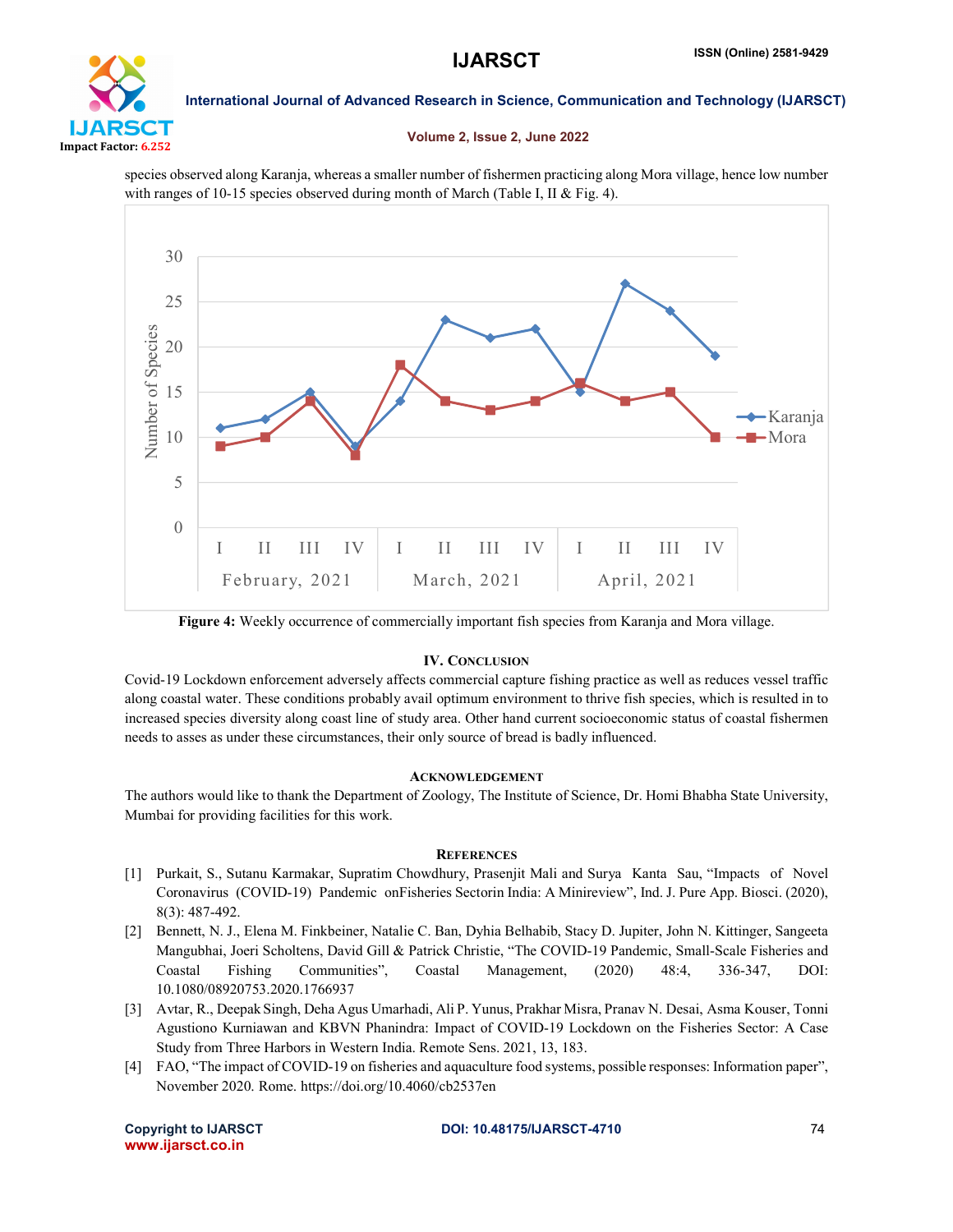species observed along Karanja, whereas a smaller number of fishermen practicing along Mora village, hence low number with ranges of 10-15 species observed during month of March (Table I, II & Fig. 4).

**Figure 4:** Weekly occurrence of commercially important fish species from Karanja and Mora village.

## IV. Conclusion

Covid-19 Lockdown enforcement adversely affects commercial capture fishing practice as well as reduces vessel traffic along coastal water. These conditions probably avail optimum environment to thrive fish species, which is resulted in to increased species diversity along coast line of study area. Other hand current socioeconomic status of coastal fishermen needs to asses as under these circumstances, their only source of bread is badly influenced.

## Acknowledgement

The authors would like to thank the Department of Zoology, The Institute of Science, Dr. Homi Bhabha State University, Mumbai for providing facilities for this work.

## References

[1] Purkait, S., Sutanu Karmakar, Supratim Chowdhury, Prasenjit Mali and Surya Kanta Sau, "Impacts of Novel Coronavirus (COVID-19) Pandemic onFisheries Sectorin India: A Minireview", Ind. J. Pure App. Biosci. (2020), 8(3): 487-492.

[2] Bennett, N. J., Elena M. Finkbeiner, Natalie C. Ban, Dyhia Belhabib, Stacy D. Jupiter, John N. Kittinger, Sangeeta Mangubhai, Joeri Scholtens, David Gill & Patrick Christie, "The COVID-19 Pandemic, Small-Scale Fisheries and Coastal Fishing Communities", Coastal Management, (2020) 48:4, 336-347, DOI: 10.1080/08920753.2020.1766937

[3] Avtar, R., Deepak Singh, Deha Agus Umarhadi, Ali P. Yunus, Prakhar Misra, Pranav N. Desai, Asma Kouser, Tonni Agustiono Kurniawan and KBVN Phanindra: Impact of COVID-19 Lockdown on the Fisheries Sector: A Case Study from Three Harbors in Western India. Remote Sens. 2021, 13, 183.

[4] FAO, "The impact of COVID-19 on fisheries and aquaculture food systems, possible responses: Information paper", November 2020. Rome. https://doi.org/10.4060/cb2537en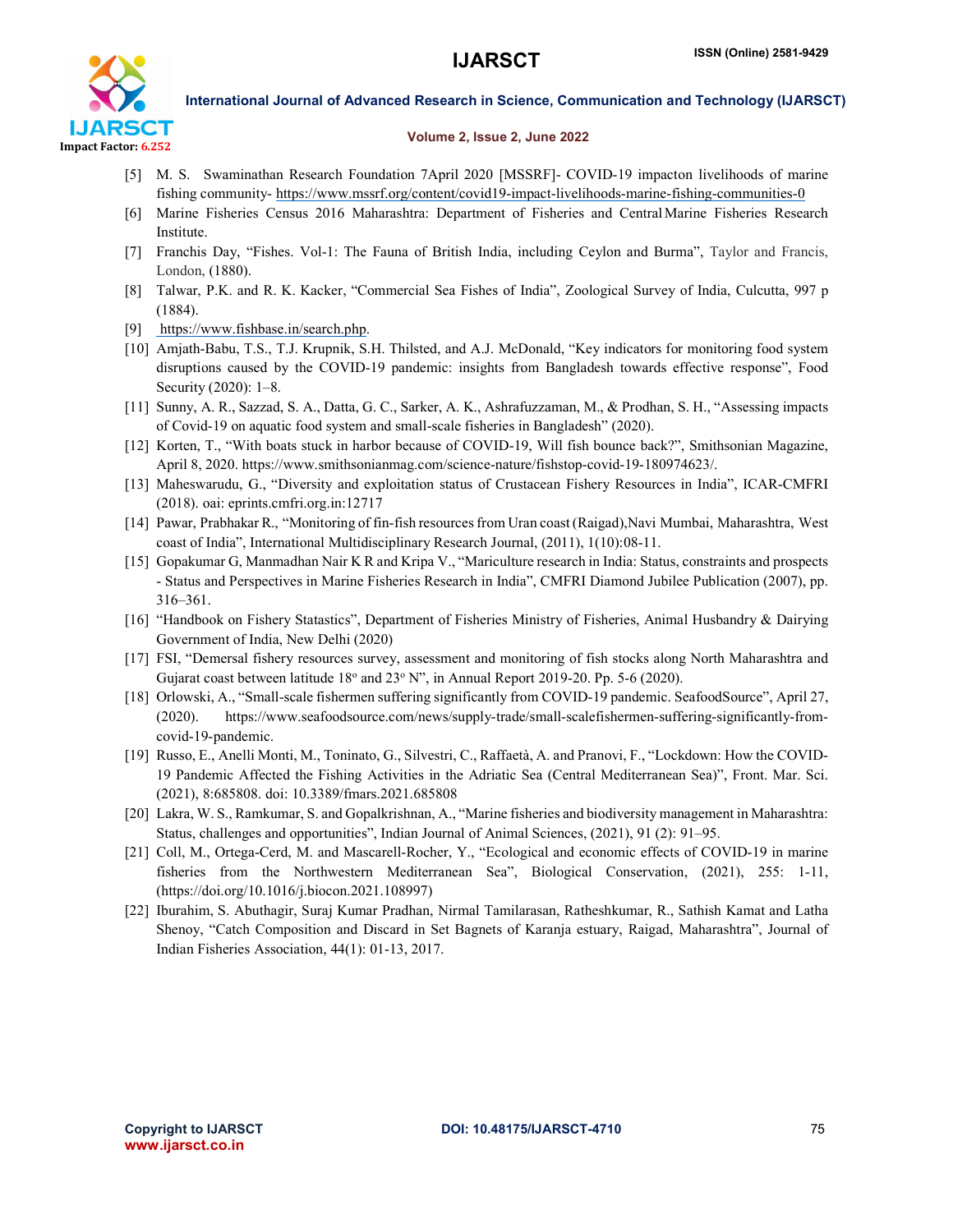[5] M. S. Swaminathan Research Foundation 7April 2020 [MSSRF]- COVID-19 impacton livelihoods of marine fishing community- https://www.mssrf.org/content/covid19-impact-livelihoods-marine-fishing-communities-0

[6] Marine Fisheries Census 2016 Maharashtra: Department of Fisheries and Central Marine Fisheries Research Institute.

[7] Franchis Day, "Fishes. Vol-1: The Fauna of British India, including Ceylon and Burma", Taylor and Francis, London, (1880).

[8] Talwar, P.K. and R. K. Kacker, "Commercial Sea Fishes of India", Zoological Survey of India, Culcutta, 997 p (1884).

[9] https://www.fishbase.in/search.php.

[10] Amjath-Babu, T.S., T.J. Krupnik, S.H. Thilsted, and A.J. McDonald, "Key indicators for monitoring food system disruptions caused by the COVID-19 pandemic: insights from Bangladesh towards effective response", Food Security (2020): 1–8.

[11] Sunny, A. R., Sazzad, S. A., Datta, G. C., Sarker, A. K., Ashrafuzzaman, M., & Prodhan, S. H., "Assessing impacts of Covid-19 on aquatic food system and small-scale fisheries in Bangladesh" (2020).

[12] Korten, T., "With boats stuck in harbor because of COVID-19, Will fish bounce back?", Smithsonian Magazine, April 8, 2020. https://www.smithsonianmag.com/science-nature/fishstop-covid-19-180974623/.

[13] Maheswarudu, G., "Diversity and exploitation status of Crustacean Fishery Resources in India", ICAR-CMFRI (2018). oai: eprints.cmfri.org.in:12717

[14] Pawar, Prabhakar R., "Monitoring of fin-fish resources from Uran coast (Raigad),Navi Mumbai, Maharashtra, West coast of India", International Multidisciplinary Research Journal, (2011), 1(10):08-11.

[15] Gopakumar G, Manmadhan Nair K R and Kripa V., "Mariculture research in India: Status, constraints and prospects - Status and Perspectives in Marine Fisheries Research in India", CMFRI Diamond Jubilee Publication (2007), pp. 316–361.

[16] "Handbook on Fishery Statastics", Department of Fisheries Ministry of Fisheries, Animal Husbandry & Dairying Government of India, New Delhi (2020)

[17] FSI, "Demersal fishery resources survey, assessment and monitoring of fish stocks along North Maharashtra and Gujarat coast between latitude 18º and 23º N", in Annual Report 2019-20. Pp. 5-6 (2020).

[18] Orlowski, A., "Small-scale fishermen suffering significantly from COVID-19 pandemic. SeafoodSource", April 27, (2020). https://www.seafoodsource.com/news/supply-trade/small-scalefishermen-suffering-significantly-from-covid-19-pandemic.

[19] Russo, E., Anelli Monti, M., Toninato, G., Silvestri, C., Raffaetà, A. and Pranovi, F., "Lockdown: How the COVID-19 Pandemic Affected the Fishing Activities in the Adriatic Sea (Central Mediterranean Sea)", Front. Mar. Sci. (2021), 8:685808. doi: 10.3389/fmars.2021.685808

[20] Lakra, W. S., Ramkumar, S. and Gopalkrishnan, A., "Marine fisheries and biodiversity management in Maharashtra: Status, challenges and opportunities", Indian Journal of Animal Sciences, (2021), 91 (2): 91–95.

[21] Coll, M., Ortega-Cerd, M. and Mascarell-Rocher, Y., "Ecological and economic effects of COVID-19 in marine fisheries from the Northwestern Mediterranean Sea", Biological Conservation, (2021), 255: 1-11, (https://doi.org/10.1016/j.biocon.2021.108997)

[22] Iburahim, S. Abuthagir, Suraj Kumar Pradhan, Nirmal Tamilarasan, Ratheshkumar, R., Sathish Kamat and Latha Shenoy, "Catch Composition and Discard in Set Bagnets of Karanja estuary, Raigad, Maharashtra", Journal of Indian Fisheries Association, 44(1): 01-13, 2017.